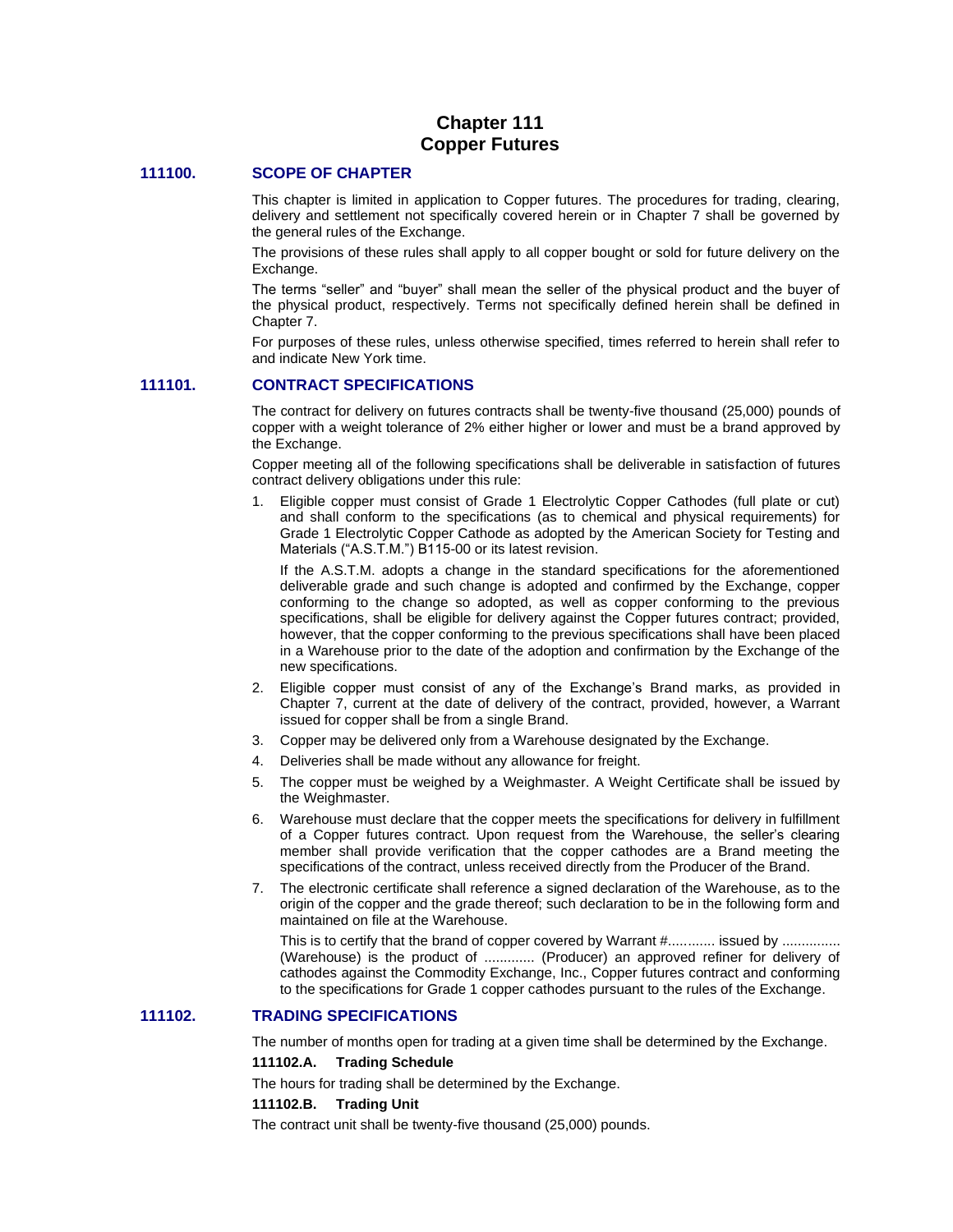# Chapter 111
# Copper Futures

## 111100. SCOPE OF CHAPTER

This chapter is limited in application to Copper futures. The procedures for trading, clearing, delivery and settlement not specifically covered herein or in Chapter 7 shall be governed by the general rules of the Exchange.

The provisions of these rules shall apply to all copper bought or sold for future delivery on the Exchange.

The terms "seller" and "buyer" shall mean the seller of the physical product and the buyer of the physical product, respectively. Terms not specifically defined herein shall be defined in Chapter 7.

For purposes of these rules, unless otherwise specified, times referred to herein shall refer to and indicate New York time.

## 111101. CONTRACT SPECIFICATIONS

The contract for delivery on futures contracts shall be twenty-five thousand (25,000) pounds of copper with a weight tolerance of 2% either higher or lower and must be a brand approved by the Exchange.

Copper meeting all of the following specifications shall be deliverable in satisfaction of futures contract delivery obligations under this rule:

1. Eligible copper must consist of Grade 1 Electrolytic Copper Cathodes (full plate or cut) and shall conform to the specifications (as to chemical and physical requirements) for Grade 1 Electrolytic Copper Cathode as adopted by the American Society for Testing and Materials ("A.S.T.M.") B115-00 or its latest revision.

   If the A.S.T.M. adopts a change in the standard specifications for the aforementioned deliverable grade and such change is adopted and confirmed by the Exchange, copper conforming to the change so adopted, as well as copper conforming to the previous specifications, shall be eligible for delivery against the Copper futures contract; provided, however, that the copper conforming to the previous specifications shall have been placed in a Warehouse prior to the date of the adoption and confirmation by the Exchange of the new specifications.

2. Eligible copper must consist of any of the Exchange's Brand marks, as provided in Chapter 7, current at the date of delivery of the contract, provided, however, a Warrant issued for copper shall be from a single Brand.
3. Copper may be delivered only from a Warehouse designated by the Exchange.
4. Deliveries shall be made without any allowance for freight.
5. The copper must be weighed by a Weighmaster. A Weight Certificate shall be issued by the Weighmaster.
6. Warehouse must declare that the copper meets the specifications for delivery in fulfillment of a Copper futures contract. Upon request from the Warehouse, the seller's clearing member shall provide verification that the copper cathodes are a Brand meeting the specifications of the contract, unless received directly from the Producer of the Brand.
7. The electronic certificate shall reference a signed declaration of the Warehouse, as to the origin of the copper and the grade thereof; such declaration to be in the following form and maintained on file at the Warehouse.

   This is to certify that the brand of copper covered by Warrant #............ issued by ............... (Warehouse) is the product of ............. (Producer) an approved refiner for delivery of cathodes against the Commodity Exchange, Inc., Copper futures contract and conforming to the specifications for Grade 1 copper cathodes pursuant to the rules of the Exchange.

## 111102. TRADING SPECIFICATIONS

The number of months open for trading at a given time shall be determined by the Exchange.

### 111102.A. Trading Schedule

The hours for trading shall be determined by the Exchange.

### 111102.B. Trading Unit

The contract unit shall be twenty-five thousand (25,000) pounds.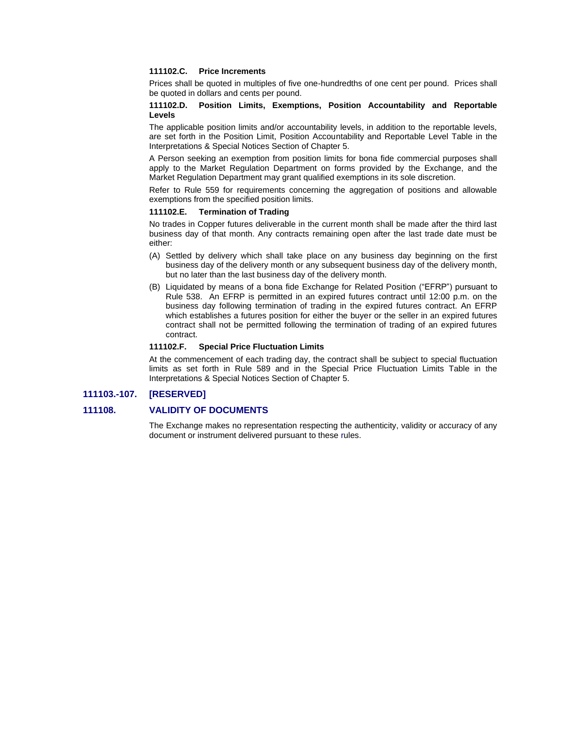#### 111102.C. Price Increments

Prices shall be quoted in multiples of five one-hundredths of one cent per pound. Prices shall be quoted in dollars and cents per pound.

#### 111102.D. Position Limits, Exemptions, Position Accountability and Reportable Levels

The applicable position limits and/or accountability levels, in addition to the reportable levels, are set forth in the Position Limit, Position Accountability and Reportable Level Table in the Interpretations & Special Notices Section of Chapter 5.

A Person seeking an exemption from position limits for bona fide commercial purposes shall apply to the Market Regulation Department on forms provided by the Exchange, and the Market Regulation Department may grant qualified exemptions in its sole discretion.

Refer to Rule 559 for requirements concerning the aggregation of positions and allowable exemptions from the specified position limits.

#### 111102.E. Termination of Trading

No trades in Copper futures deliverable in the current month shall be made after the third last business day of that month. Any contracts remaining open after the last trade date must be either:

(A) Settled by delivery which shall take place on any business day beginning on the first business day of the delivery month or any subsequent business day of the delivery month, but no later than the last business day of the delivery month.

(B) Liquidated by means of a bona fide Exchange for Related Position ("EFRP") pursuant to Rule 538. An EFRP is permitted in an expired futures contract until 12:00 p.m. on the business day following termination of trading in the expired futures contract. An EFRP which establishes a futures position for either the buyer or the seller in an expired futures contract shall not be permitted following the termination of trading of an expired futures contract.

#### 111102.F. Special Price Fluctuation Limits

At the commencement of each trading day, the contract shall be subject to special fluctuation limits as set forth in Rule 589 and in the Special Price Fluctuation Limits Table in the Interpretations & Special Notices Section of Chapter 5.

## 111103.-107. [RESERVED]

## 111108. VALIDITY OF DOCUMENTS

The Exchange makes no representation respecting the authenticity, validity or accuracy of any document or instrument delivered pursuant to these rules.